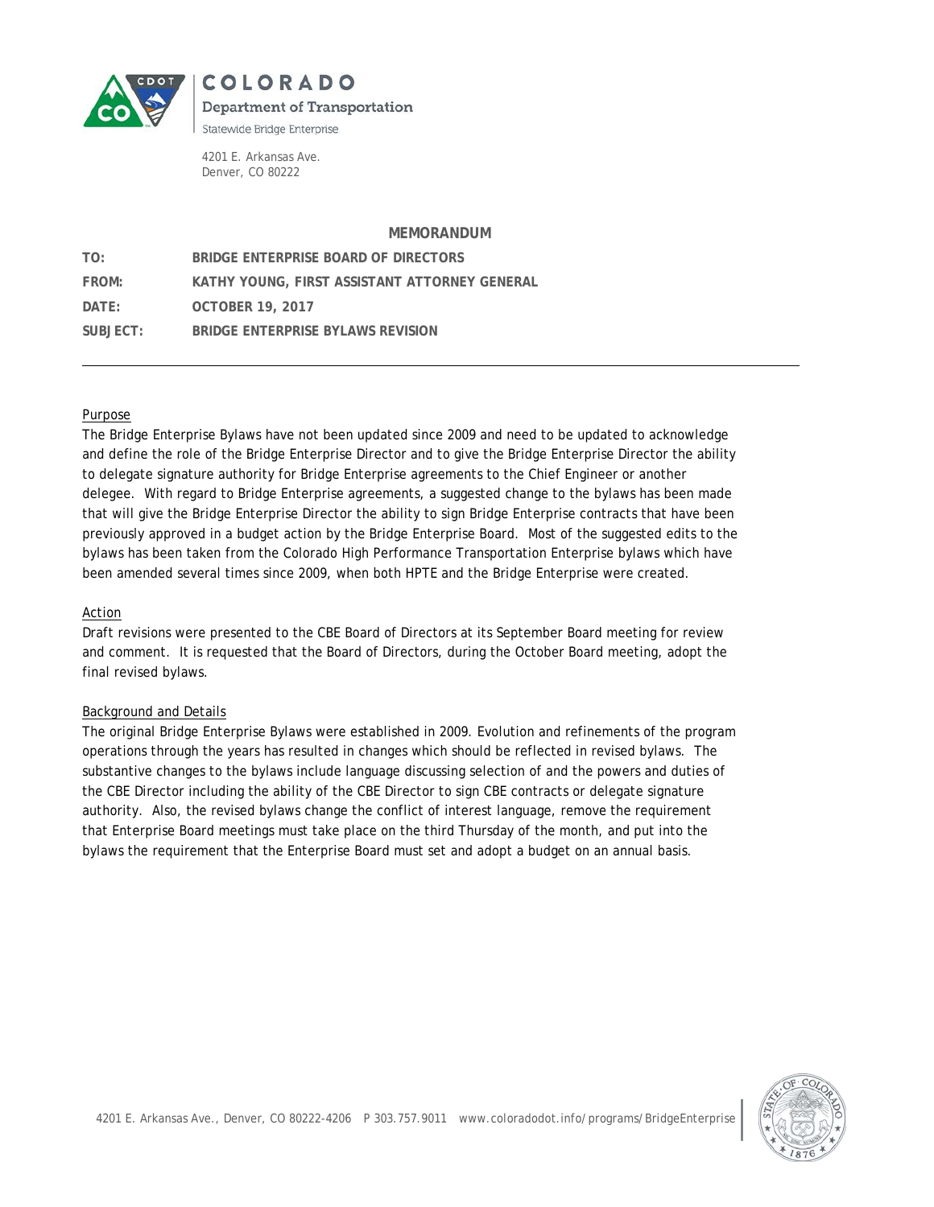COLORADO

Department of Transportation

Statewide Bridge Enterprise

4201 E. Arkansas Ave.
Denver, CO 80222

## MEMORANDUM

**TO:** BRIDGE ENTERPRISE BOARD OF DIRECTORS

**FROM:** KATHY YOUNG, FIRST ASSISTANT ATTORNEY GENERAL

**DATE:** OCTOBER 19, 2017

**SUBJECT:** BRIDGE ENTERPRISE BYLAWS REVISION

---

### Purpose

The Bridge Enterprise Bylaws have not been updated since 2009 and need to be updated to acknowledge and define the role of the Bridge Enterprise Director and to give the Bridge Enterprise Director the ability to delegate signature authority for Bridge Enterprise agreements to the Chief Engineer or another delegee. With regard to Bridge Enterprise agreements, a suggested change to the bylaws has been made that will give the Bridge Enterprise Director the ability to sign Bridge Enterprise contracts that have been previously approved in a budget action by the Bridge Enterprise Board. Most of the suggested edits to the bylaws has been taken from the Colorado High Performance Transportation Enterprise bylaws which have been amended several times since 2009, when both HPTE and the Bridge Enterprise were created.

### Action

Draft revisions were presented to the CBE Board of Directors at its September Board meeting for review and comment. It is requested that the Board of Directors, during the October Board meeting, adopt the final revised bylaws.

### Background and Details

The original Bridge Enterprise Bylaws were established in 2009. Evolution and refinements of the program operations through the years has resulted in changes which should be reflected in revised bylaws. The substantive changes to the bylaws include language discussing selection of and the powers and duties of the CBE Director including the ability of the CBE Director to sign CBE contracts or delegate signature authority. Also, the revised bylaws change the conflict of interest language, remove the requirement that Enterprise Board meetings must take place on the third Thursday of the month, and put into the bylaws the requirement that the Enterprise Board must set and adopt a budget on an annual basis.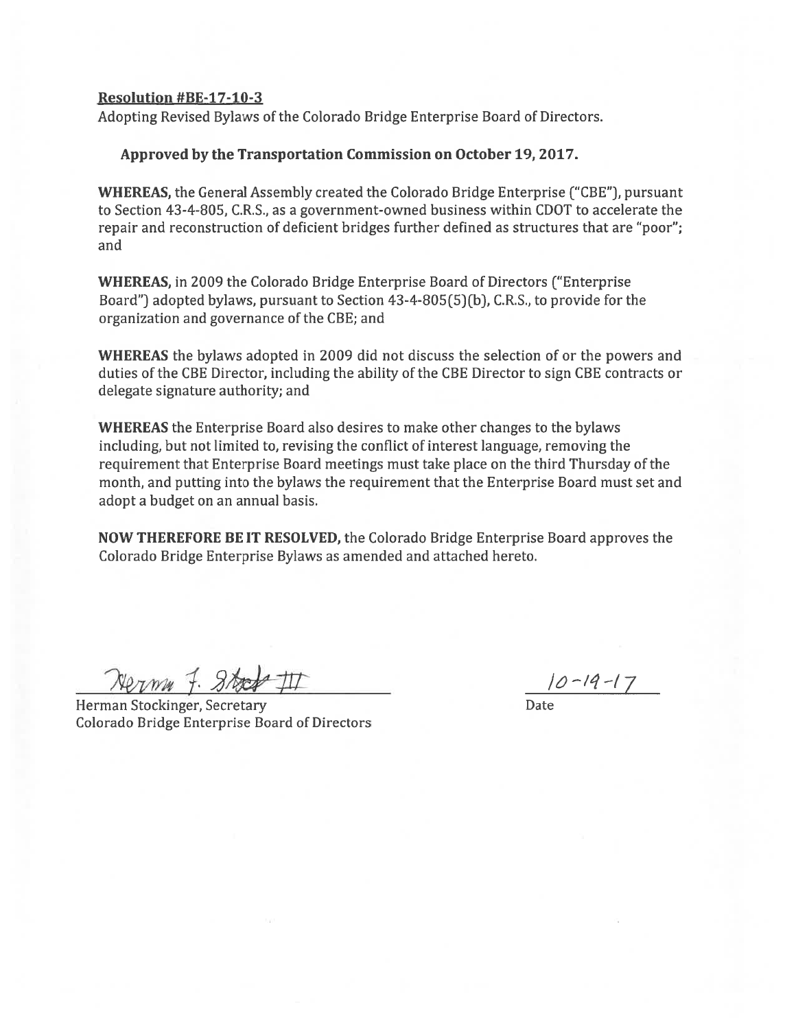**Resolution #BE-17-10-3**

Adopting Revised Bylaws of the Colorado Bridge Enterprise Board of Directors.

**Approved by the Transportation Commission on October 19, 2017.**

**WHEREAS,** the General Assembly created the Colorado Bridge Enterprise ("CBE"), pursuant to Section 43-4-805, C.R.S., as a government-owned business within CDOT to accelerate the repair and reconstruction of deficient bridges further defined as structures that are "poor"; and

**WHEREAS,** in 2009 the Colorado Bridge Enterprise Board of Directors ("Enterprise Board") adopted bylaws, pursuant to Section 43-4-805(5)(b), C.R.S., to provide for the organization and governance of the CBE; and

**WHEREAS** the bylaws adopted in 2009 did not discuss the selection of or the powers and duties of the CBE Director, including the ability of the CBE Director to sign CBE contracts or delegate signature authority; and

**WHEREAS** the Enterprise Board also desires to make other changes to the bylaws including, but not limited to, revising the conflict of interest language, removing the requirement that Enterprise Board meetings must take place on the third Thursday of the month, and putting into the bylaws the requirement that the Enterprise Board must set and adopt a budget on an annual basis.

**NOW THEREFORE BE IT RESOLVED,** the Colorado Bridge Enterprise Board approves the Colorado Bridge Enterprise Bylaws as amended and attached hereto.

Herman F. Stockinger III

Herman Stockinger, Secretary
Colorado Bridge Enterprise Board of Directors

10-19-17

Date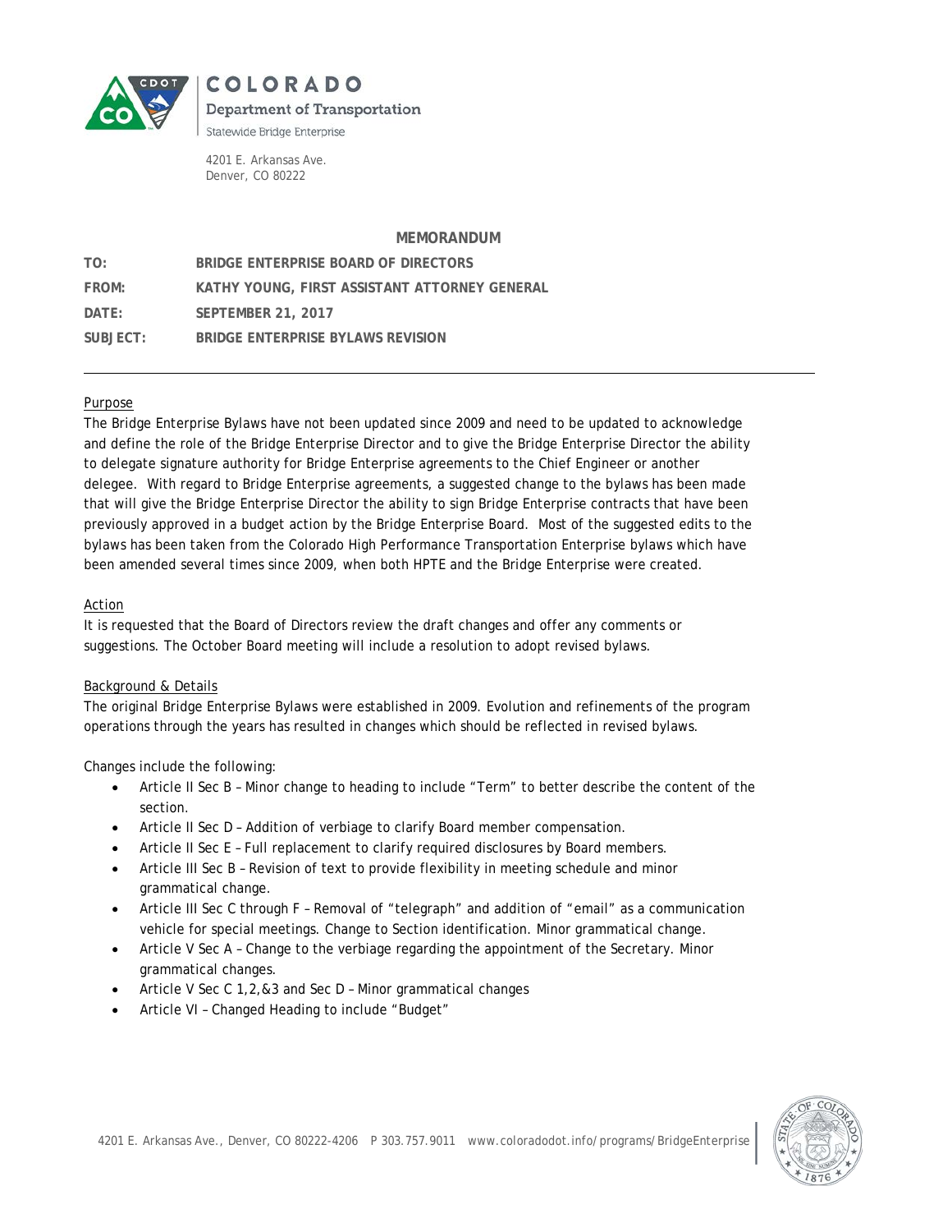COLORADO

Department of Transportation

Statewide Bridge Enterprise

4201 E. Arkansas Ave.
Denver, CO 80222

**MEMORANDUM**

**TO:** BRIDGE ENTERPRISE BOARD OF DIRECTORS

**FROM:** KATHY YOUNG, FIRST ASSISTANT ATTORNEY GENERAL

**DATE:** SEPTEMBER 21, 2017

**SUBJECT:** BRIDGE ENTERPRISE BYLAWS REVISION

---

Purpose

The Bridge Enterprise Bylaws have not been updated since 2009 and need to be updated to acknowledge and define the role of the Bridge Enterprise Director and to give the Bridge Enterprise Director the ability to delegate signature authority for Bridge Enterprise agreements to the Chief Engineer or another delegee. With regard to Bridge Enterprise agreements, a suggested change to the bylaws has been made that will give the Bridge Enterprise Director the ability to sign Bridge Enterprise contracts that have been previously approved in a budget action by the Bridge Enterprise Board. Most of the suggested edits to the bylaws has been taken from the Colorado High Performance Transportation Enterprise bylaws which have been amended several times since 2009, when both HPTE and the Bridge Enterprise were created.

Action

It is requested that the Board of Directors review the draft changes and offer any comments or suggestions. The October Board meeting will include a resolution to adopt revised bylaws.

Background & Details

The original Bridge Enterprise Bylaws were established in 2009. Evolution and refinements of the program operations through the years has resulted in changes which should be reflected in revised bylaws.

Changes include the following:

- Article II Sec B – Minor change to heading to include "Term" to better describe the content of the section.
- Article II Sec D – Addition of verbiage to clarify Board member compensation.
- Article II Sec E – Full replacement to clarify required disclosures by Board members.
- Article III Sec B – Revision of text to provide flexibility in meeting schedule and minor grammatical change.
- Article III Sec C through F – Removal of "telegraph" and addition of "email" as a communication vehicle for special meetings. Change to Section identification. Minor grammatical change.
- Article V Sec A – Change to the verbiage regarding the appointment of the Secretary. Minor grammatical changes.
- Article V Sec C 1,2,&3 and Sec D – Minor grammatical changes
- Article VI – Changed Heading to include "Budget"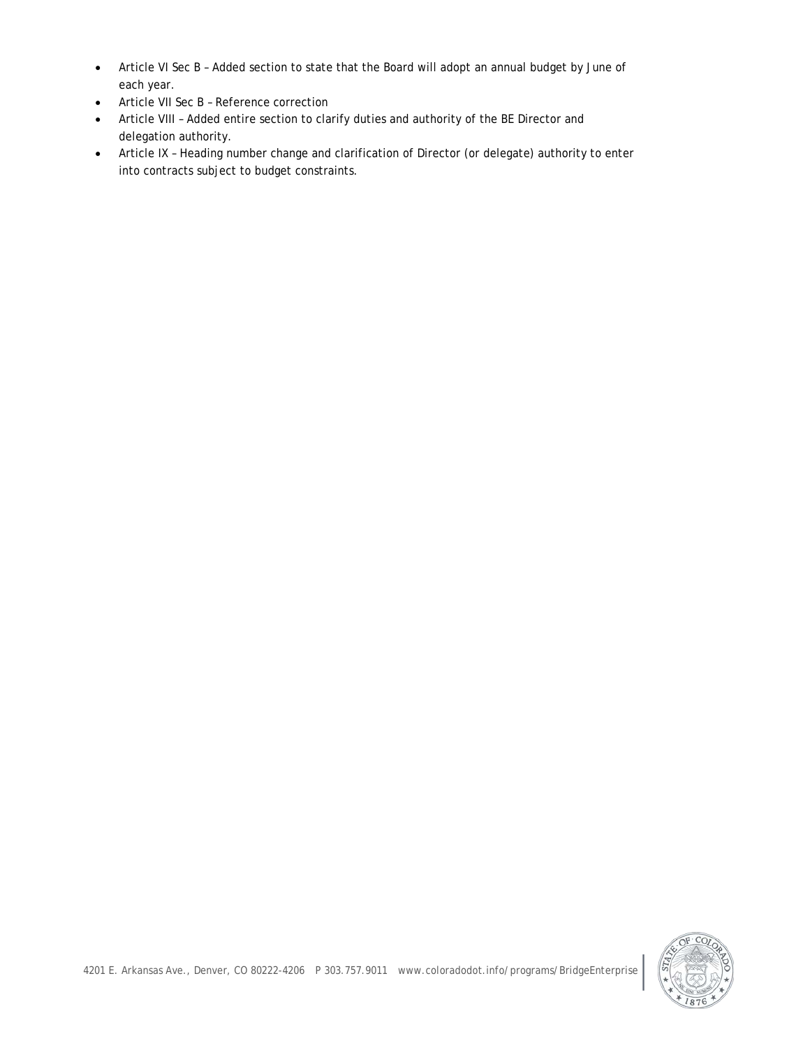- Article VI Sec B – Added section to state that the Board will adopt an annual budget by June of each year.
- Article VII Sec B – Reference correction
- Article VIII – Added entire section to clarify duties and authority of the BE Director and delegation authority.
- Article IX – Heading number change and clarification of Director (or delegate) authority to enter into contracts subject to budget constraints.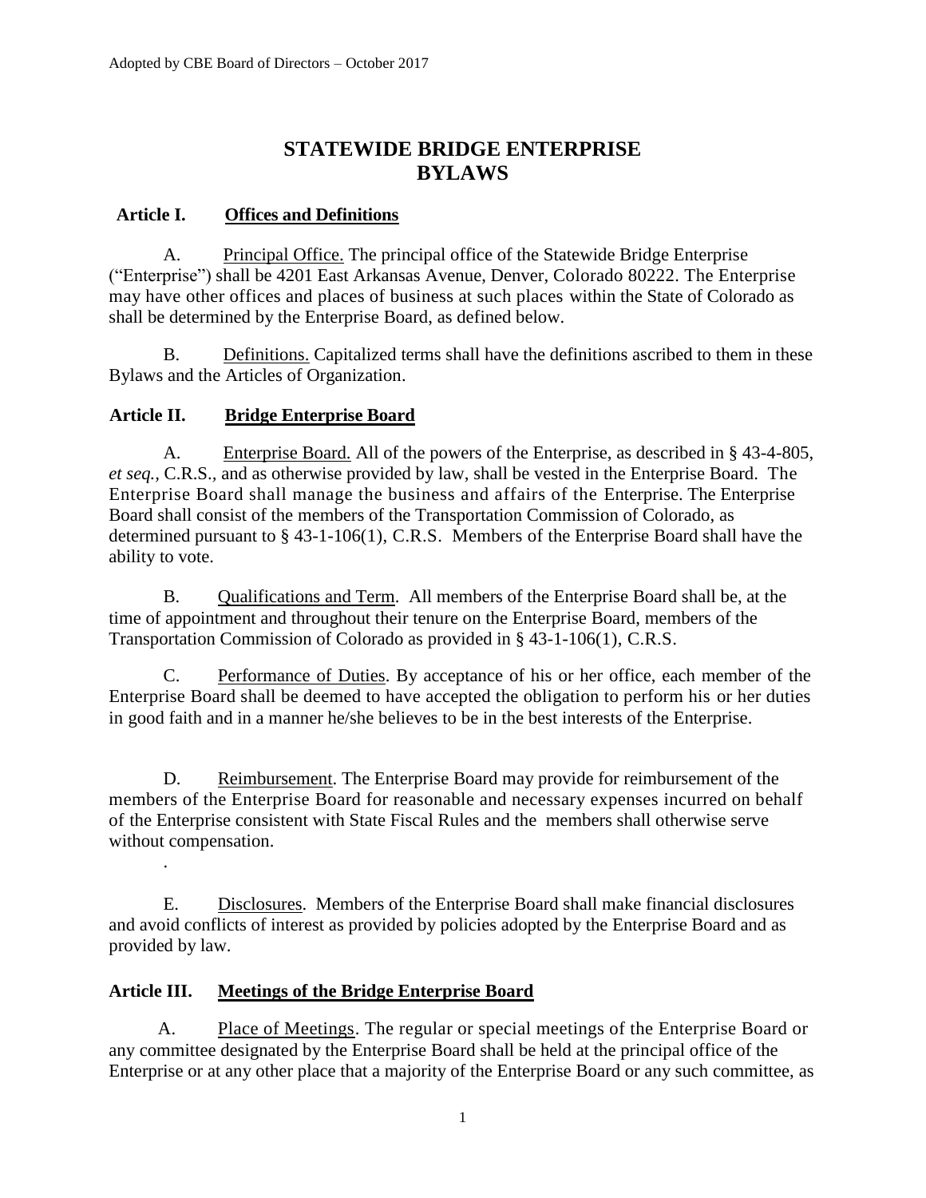# STATEWIDE BRIDGE ENTERPRISE BYLAWS

## Article I. Offices and Definitions

A. Principal Office. The principal office of the Statewide Bridge Enterprise ("Enterprise") shall be 4201 East Arkansas Avenue, Denver, Colorado 80222. The Enterprise may have other offices and places of business at such places within the State of Colorado as shall be determined by the Enterprise Board, as defined below.

B. Definitions. Capitalized terms shall have the definitions ascribed to them in these Bylaws and the Articles of Organization.

## Article II. Bridge Enterprise Board

A. Enterprise Board. All of the powers of the Enterprise, as described in § 43-4-805, *et seq.*, C.R.S., and as otherwise provided by law, shall be vested in the Enterprise Board. The Enterprise Board shall manage the business and affairs of the Enterprise. The Enterprise Board shall consist of the members of the Transportation Commission of Colorado, as determined pursuant to § 43-1-106(1), C.R.S. Members of the Enterprise Board shall have the ability to vote.

B. Qualifications and Term. All members of the Enterprise Board shall be, at the time of appointment and throughout their tenure on the Enterprise Board, members of the Transportation Commission of Colorado as provided in § 43-1-106(1), C.R.S.

C. Performance of Duties. By acceptance of his or her office, each member of the Enterprise Board shall be deemed to have accepted the obligation to perform his or her duties in good faith and in a manner he/she believes to be in the best interests of the Enterprise.

D. Reimbursement. The Enterprise Board may provide for reimbursement of the members of the Enterprise Board for reasonable and necessary expenses incurred on behalf of the Enterprise consistent with State Fiscal Rules and the members shall otherwise serve without compensation.

E. Disclosures. Members of the Enterprise Board shall make financial disclosures and avoid conflicts of interest as provided by policies adopted by the Enterprise Board and as provided by law.

## Article III. Meetings of the Bridge Enterprise Board

A. Place of Meetings. The regular or special meetings of the Enterprise Board or any committee designated by the Enterprise Board shall be held at the principal office of the Enterprise or at any other place that a majority of the Enterprise Board or any such committee, as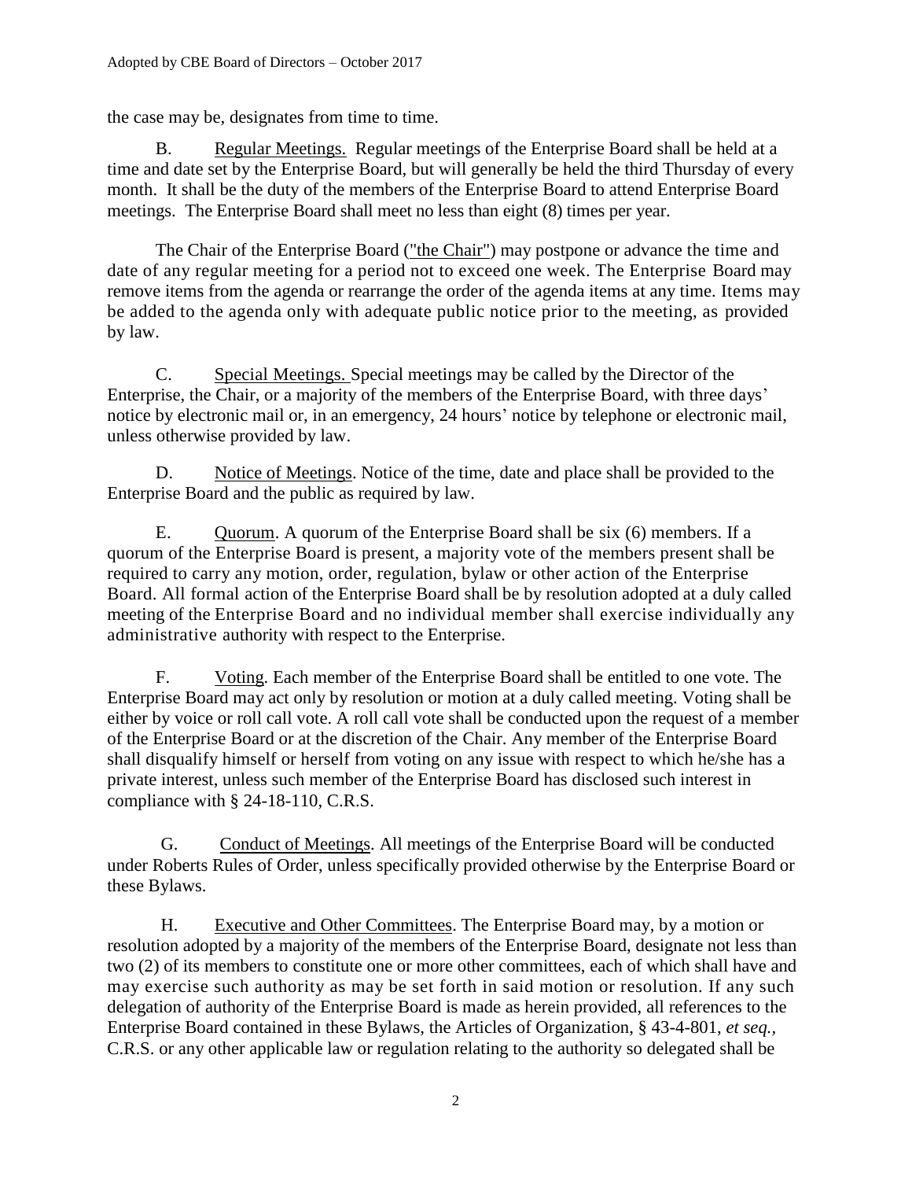the case may be, designates from time to time.

B. Regular Meetings. Regular meetings of the Enterprise Board shall be held at a time and date set by the Enterprise Board, but will generally be held the third Thursday of every month. It shall be the duty of the members of the Enterprise Board to attend Enterprise Board meetings. The Enterprise Board shall meet no less than eight (8) times per year.

The Chair of the Enterprise Board ("the Chair") may postpone or advance the time and date of any regular meeting for a period not to exceed one week. The Enterprise Board may remove items from the agenda or rearrange the order of the agenda items at any time. Items may be added to the agenda only with adequate public notice prior to the meeting, as provided by law.

C. Special Meetings. Special meetings may be called by the Director of the Enterprise, the Chair, or a majority of the members of the Enterprise Board, with three days' notice by electronic mail or, in an emergency, 24 hours' notice by telephone or electronic mail, unless otherwise provided by law.

D. Notice of Meetings. Notice of the time, date and place shall be provided to the Enterprise Board and the public as required by law.

E. Quorum. A quorum of the Enterprise Board shall be six (6) members. If a quorum of the Enterprise Board is present, a majority vote of the members present shall be required to carry any motion, order, regulation, bylaw or other action of the Enterprise Board. All formal action of the Enterprise Board shall be by resolution adopted at a duly called meeting of the Enterprise Board and no individual member shall exercise individually any administrative authority with respect to the Enterprise.

F. Voting. Each member of the Enterprise Board shall be entitled to one vote. The Enterprise Board may act only by resolution or motion at a duly called meeting. Voting shall be either by voice or roll call vote. A roll call vote shall be conducted upon the request of a member of the Enterprise Board or at the discretion of the Chair. Any member of the Enterprise Board shall disqualify himself or herself from voting on any issue with respect to which he/she has a private interest, unless such member of the Enterprise Board has disclosed such interest in compliance with § 24-18-110, C.R.S.

G. Conduct of Meetings. All meetings of the Enterprise Board will be conducted under Roberts Rules of Order, unless specifically provided otherwise by the Enterprise Board or these Bylaws.

H. Executive and Other Committees. The Enterprise Board may, by a motion or resolution adopted by a majority of the members of the Enterprise Board, designate not less than two (2) of its members to constitute one or more other committees, each of which shall have and may exercise such authority as may be set forth in said motion or resolution. If any such delegation of authority of the Enterprise Board is made as herein provided, all references to the Enterprise Board contained in these Bylaws, the Articles of Organization, § 43-4-801, *et seq.*, C.R.S. or any other applicable law or regulation relating to the authority so delegated shall be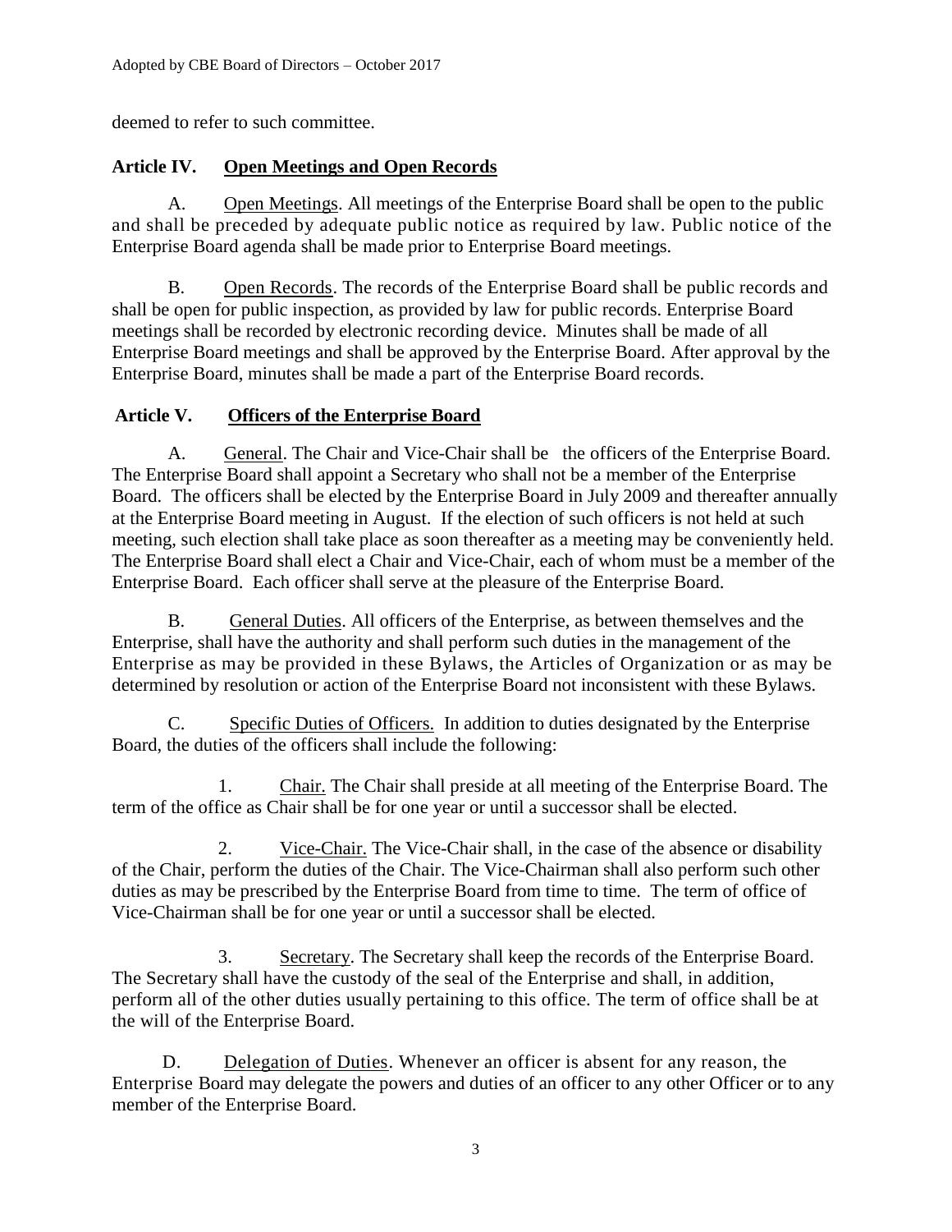deemed to refer to such committee.

## Article IV. Open Meetings and Open Records

A. Open Meetings. All meetings of the Enterprise Board shall be open to the public and shall be preceded by adequate public notice as required by law. Public notice of the Enterprise Board agenda shall be made prior to Enterprise Board meetings.

B. Open Records. The records of the Enterprise Board shall be public records and shall be open for public inspection, as provided by law for public records. Enterprise Board meetings shall be recorded by electronic recording device. Minutes shall be made of all Enterprise Board meetings and shall be approved by the Enterprise Board. After approval by the Enterprise Board, minutes shall be made a part of the Enterprise Board records.

## Article V. Officers of the Enterprise Board

A. General. The Chair and Vice-Chair shall be the officers of the Enterprise Board. The Enterprise Board shall appoint a Secretary who shall not be a member of the Enterprise Board. The officers shall be elected by the Enterprise Board in July 2009 and thereafter annually at the Enterprise Board meeting in August. If the election of such officers is not held at such meeting, such election shall take place as soon thereafter as a meeting may be conveniently held. The Enterprise Board shall elect a Chair and Vice-Chair, each of whom must be a member of the Enterprise Board. Each officer shall serve at the pleasure of the Enterprise Board.

B. General Duties. All officers of the Enterprise, as between themselves and the Enterprise, shall have the authority and shall perform such duties in the management of the Enterprise as may be provided in these Bylaws, the Articles of Organization or as may be determined by resolution or action of the Enterprise Board not inconsistent with these Bylaws.

C. Specific Duties of Officers. In addition to duties designated by the Enterprise Board, the duties of the officers shall include the following:

1. Chair. The Chair shall preside at all meeting of the Enterprise Board. The term of the office as Chair shall be for one year or until a successor shall be elected.

2. Vice-Chair. The Vice-Chair shall, in the case of the absence or disability of the Chair, perform the duties of the Chair. The Vice-Chairman shall also perform such other duties as may be prescribed by the Enterprise Board from time to time. The term of office of Vice-Chairman shall be for one year or until a successor shall be elected.

3. Secretary. The Secretary shall keep the records of the Enterprise Board. The Secretary shall have the custody of the seal of the Enterprise and shall, in addition, perform all of the other duties usually pertaining to this office. The term of office shall be at the will of the Enterprise Board.

D. Delegation of Duties. Whenever an officer is absent for any reason, the Enterprise Board may delegate the powers and duties of an officer to any other Officer or to any member of the Enterprise Board.